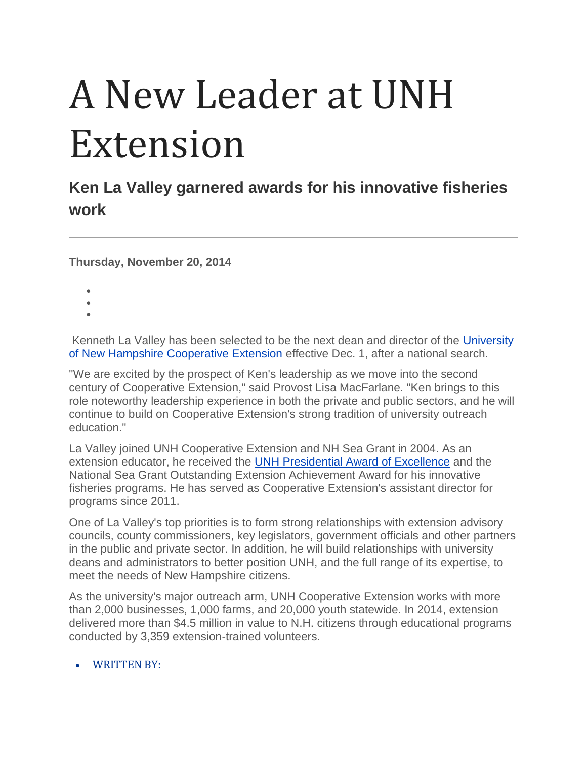# A New Leader at UNH Extension

## Ken La Valley garnered awards for his innovative fisheries work

---

**Thursday, November 20, 2014**

Kenneth La Valley has been selected to be the next dean and director of the University of New Hampshire Cooperative Extension effective Dec. 1, after a national search.

"We are excited by the prospect of Ken's leadership as we move into the second century of Cooperative Extension," said Provost Lisa MacFarlane. "Ken brings to this role noteworthy leadership experience in both the private and public sectors, and he will continue to build on Cooperative Extension's strong tradition of university outreach education."

La Valley joined UNH Cooperative Extension and NH Sea Grant in 2004. As an extension educator, he received the UNH Presidential Award of Excellence and the National Sea Grant Outstanding Extension Achievement Award for his innovative fisheries programs. He has served as Cooperative Extension's assistant director for programs since 2011.

One of La Valley's top priorities is to form strong relationships with extension advisory councils, county commissioners, key legislators, government officials and other partners in the public and private sector. In addition, he will build relationships with university deans and administrators to better position UNH, and the full range of its expertise, to meet the needs of New Hampshire citizens.

As the university's major outreach arm, UNH Cooperative Extension works with more than 2,000 businesses, 1,000 farms, and 20,000 youth statewide. In 2014, extension delivered more than $4.5 million in value to N.H. citizens through educational programs conducted by 3,359 extension-trained volunteers.

- WRITTEN BY: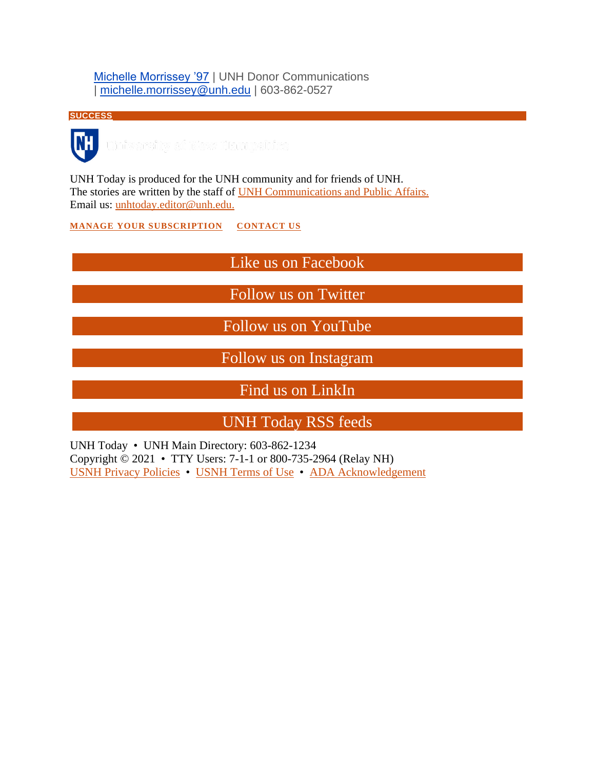Michelle Morrissey ’97 | UNH Donor Communications | michelle.morrissey@unh.edu | 603-862-0527

**SUCCESS**

UNH Today is produced for the UNH community and for friends of UNH.
The stories are written by the staff of UNH Communications and Public Affairs.
Email us: unhtoday.editor@unh.edu.

**MANAGE YOUR SUBSCRIPTION** **CONTACT US**

Like us on Facebook

Follow us on Twitter

Follow us on YouTube

Follow us on Instagram

Find us on LinkIn

UNH Today RSS feeds

UNH Today • UNH Main Directory: 603-862-1234
Copyright © 2021 • TTY Users: 7-1-1 or 800-735-2964 (Relay NH)
USNH Privacy Policies • USNH Terms of Use • ADA Acknowledgement